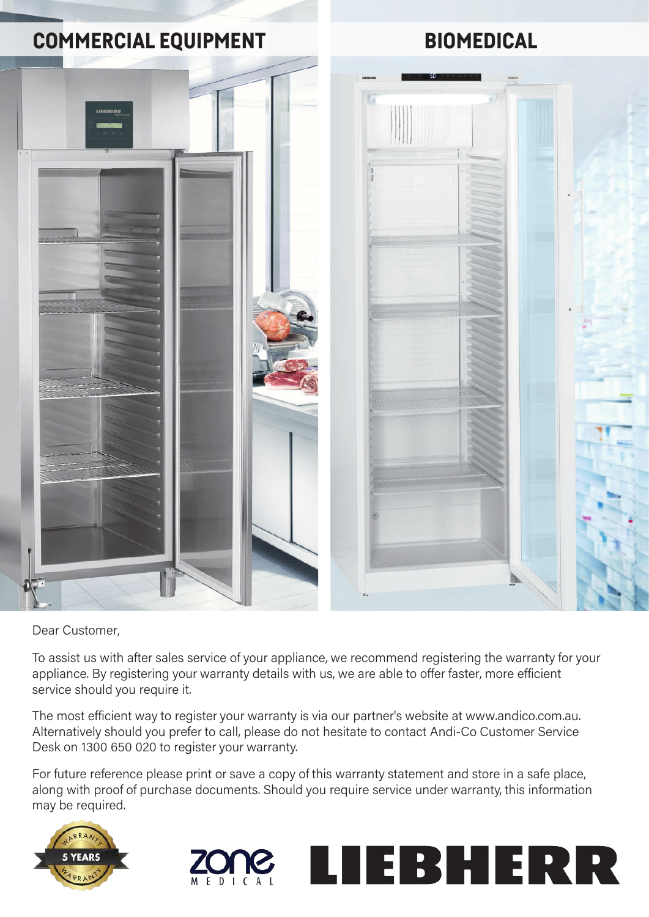## COMMERCIAL EQUIPMENT

## BIOMEDICAL

Dear Customer,

To assist us with after sales service of your appliance, we recommend registering the warranty for your appliance. By registering your warranty details with us, we are able to offer faster, more efficient service should you require it.

The most efficient way to register your warranty is via our partner's website at www.andico.com.au. Alternatively should you prefer to call, please do not hesitate to contact Andi-Co Customer Service Desk on 1300 650 020 to register your warranty.

For future reference please print or save a copy of this warranty statement and store in a safe place, along with proof of purchase documents. Should you require service under warranty, this information may be required.

WARRANTY 5 YEARS WARRANTY

zone MEDICAL

LIEBHERR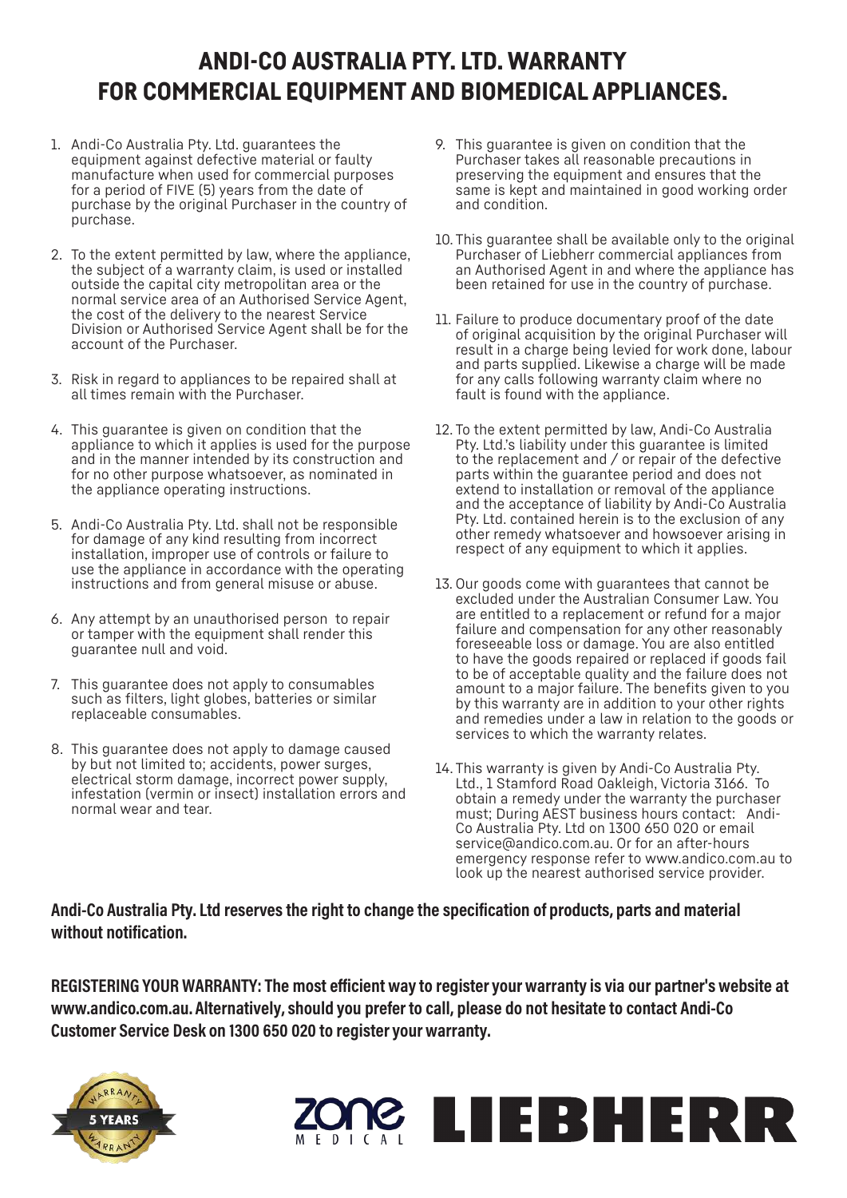# ANDI-CO AUSTRALIA PTY. LTD. WARRANTY FOR COMMERCIAL EQUIPMENT AND BIOMEDICAL APPLIANCES.

1. Andi-Co Australia Pty. Ltd. guarantees the equipment against defective material or faulty manufacture when used for commercial purposes for a period of FIVE (5) years from the date of purchase by the original Purchaser in the country of purchase.

2. To the extent permitted by law, where the appliance, the subject of a warranty claim, is used or installed outside the capital city metropolitan area or the normal service area of an Authorised Service Agent, the cost of the delivery to the nearest Service Division or Authorised Service Agent shall be for the account of the Purchaser.

3. Risk in regard to appliances to be repaired shall at all times remain with the Purchaser.

4. This guarantee is given on condition that the appliance to which it applies is used for the purpose and in the manner intended by its construction and for no other purpose whatsoever, as nominated in the appliance operating instructions.

5. Andi-Co Australia Pty. Ltd. shall not be responsible for damage of any kind resulting from incorrect installation, improper use of controls or failure to use the appliance in accordance with the operating instructions and from general misuse or abuse.

6. Any attempt by an unauthorised person to repair or tamper with the equipment shall render this guarantee null and void.

7. This guarantee does not apply to consumables such as filters, light globes, batteries or similar replaceable consumables.

8. This guarantee does not apply to damage caused by but not limited to; accidents, power surges, electrical storm damage, incorrect power supply, infestation (vermin or insect) installation errors and normal wear and tear.

9. This guarantee is given on condition that the Purchaser takes all reasonable precautions in preserving the equipment and ensures that the same is kept and maintained in good working order and condition.

10. This guarantee shall be available only to the original Purchaser of Liebherr commercial appliances from an Authorised Agent in and where the appliance has been retained for use in the country of purchase.

11. Failure to produce documentary proof of the date of original acquisition by the original Purchaser will result in a charge being levied for work done, labour and parts supplied. Likewise a charge will be made for any calls following warranty claim where no fault is found with the appliance.

12. To the extent permitted by law, Andi-Co Australia Pty. Ltd.'s liability under this guarantee is limited to the replacement and / or repair of the defective parts within the guarantee period and does not extend to installation or removal of the appliance and the acceptance of liability by Andi-Co Australia Pty. Ltd. contained herein is to the exclusion of any other remedy whatsoever and howsoever arising in respect of any equipment to which it applies.

13. Our goods come with guarantees that cannot be excluded under the Australian Consumer Law. You are entitled to a replacement or refund for a major failure and compensation for any other reasonably foreseeable loss or damage. You are also entitled to have the goods repaired or replaced if goods fail to be of acceptable quality and the failure does not amount to a major failure. The benefits given to you by this warranty are in addition to your other rights and remedies under a law in relation to the goods or services to which the warranty relates.

14. This warranty is given by Andi-Co Australia Pty. Ltd., 1 Stamford Road Oakleigh, Victoria 3166. To obtain a remedy under the warranty the purchaser must; During AEST business hours contact: Andi-Co Australia Pty. Ltd on 1300 650 020 or email service@andico.com.au. Or for an after-hours emergency response refer to www.andico.com.au to look up the nearest authorised service provider.

**Andi-Co Australia Pty. Ltd reserves the right to change the specification of products, parts and material without notification.**

**REGISTERING YOUR WARRANTY: The most efficient way to register your warranty is via our partner's website at www.andico.com.au. Alternatively, should you prefer to call, please do not hesitate to contact Andi-Co Customer Service Desk on 1300 650 020 to register your warranty.**

WARRANTY 5 YEARS WARRANTY

ZONE MEDICAL LIEBHERR